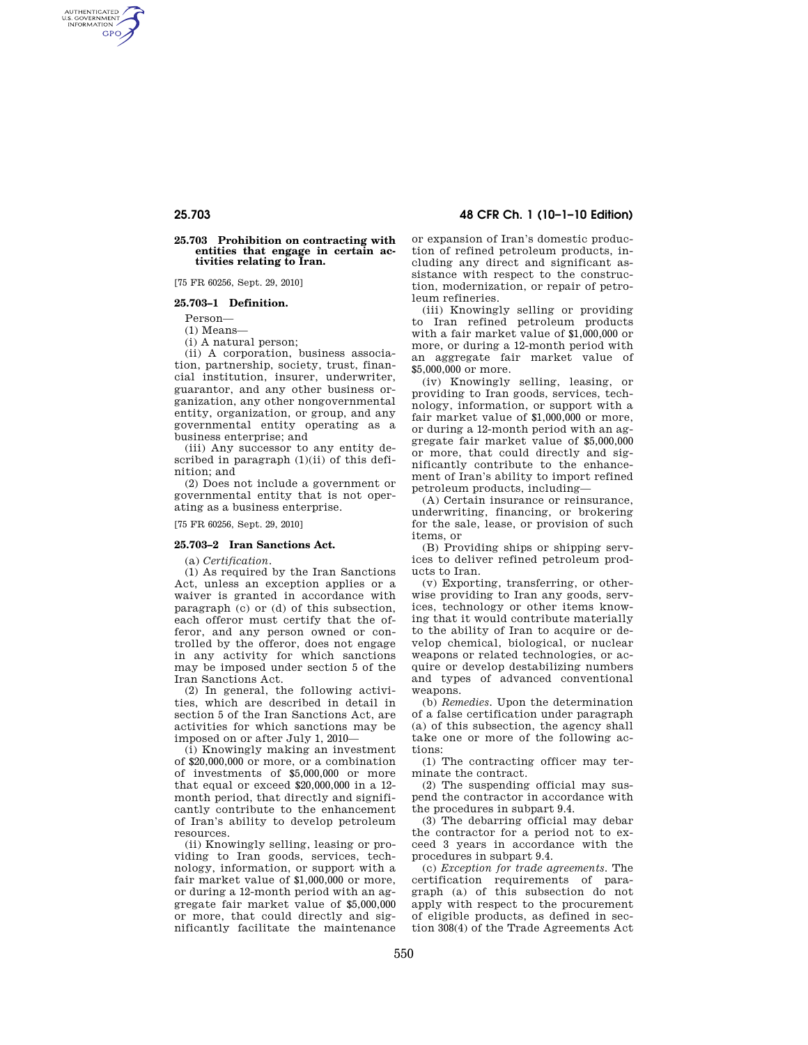## 25.703 Prohibition on contracting with entities that engage in certain activities relating to Iran.

[75 FR 60256, Sept. 29, 2010]

### 25.703–1 Definition.

Person—

(1) Means—

(i) A natural person;

(ii) A corporation, business association, partnership, society, trust, financial institution, insurer, underwriter, guarantor, and any other business organization, any other nongovernmental entity, organization, or group, and any governmental entity operating as a business enterprise; and

(iii) Any successor to any entity described in paragraph (1)(ii) of this definition; and

(2) Does not include a government or governmental entity that is not operating as a business enterprise.

[75 FR 60256, Sept. 29, 2010]

### 25.703–2 Iran Sanctions Act.

(a) *Certification*.

(1) As required by the Iran Sanctions Act, unless an exception applies or a waiver is granted in accordance with paragraph (c) or (d) of this subsection, each offeror must certify that the offeror, and any person owned or controlled by the offeror, does not engage in any activity for which sanctions may be imposed under section 5 of the Iran Sanctions Act.

(2) In general, the following activities, which are described in detail in section 5 of the Iran Sanctions Act, are activities for which sanctions may be imposed on or after July 1, 2010—

(i) Knowingly making an investment of $20,000,000 or more, or a combination of investments of $5,000,000 or more that equal or exceed $20,000,000 in a 12-month period, that directly and significantly contribute to the enhancement of Iran's ability to develop petroleum resources.

(ii) Knowingly selling, leasing or providing to Iran goods, services, technology, information, or support with a fair market value of $1,000,000 or more, or during a 12-month period with an aggregate fair market value of $5,000,000 or more, that could directly and significantly facilitate the maintenance or expansion of Iran's domestic production of refined petroleum products, including any direct and significant assistance with respect to the construction, modernization, or repair of petroleum refineries.

(iii) Knowingly selling or providing to Iran refined petroleum products with a fair market value of $1,000,000 or more, or during a 12-month period with an aggregate fair market value of $5,000,000 or more.

(iv) Knowingly selling, leasing, or providing to Iran goods, services, technology, information, or support with a fair market value of $1,000,000 or more, or during a 12-month period with an aggregate fair market value of $5,000,000 or more, that could directly and significantly contribute to the enhancement of Iran's ability to import refined petroleum products, including—

(A) Certain insurance or reinsurance, underwriting, financing, or brokering for the sale, lease, or provision of such items, or

(B) Providing ships or shipping services to deliver refined petroleum products to Iran.

(v) Exporting, transferring, or otherwise providing to Iran any goods, services, technology or other items knowing that it would contribute materially to the ability of Iran to acquire or develop chemical, biological, or nuclear weapons or related technologies, or acquire or develop destabilizing numbers and types of advanced conventional weapons.

(b) *Remedies*. Upon the determination of a false certification under paragraph (a) of this subsection, the agency shall take one or more of the following actions:

(1) The contracting officer may terminate the contract.

(2) The suspending official may suspend the contractor in accordance with the procedures in subpart 9.4.

(3) The debarring official may debar the contractor for a period not to exceed 3 years in accordance with the procedures in subpart 9.4.

(c) *Exception for trade agreements*. The certification requirements of paragraph (a) of this subsection do not apply with respect to the procurement of eligible products, as defined in section 308(4) of the Trade Agreements Act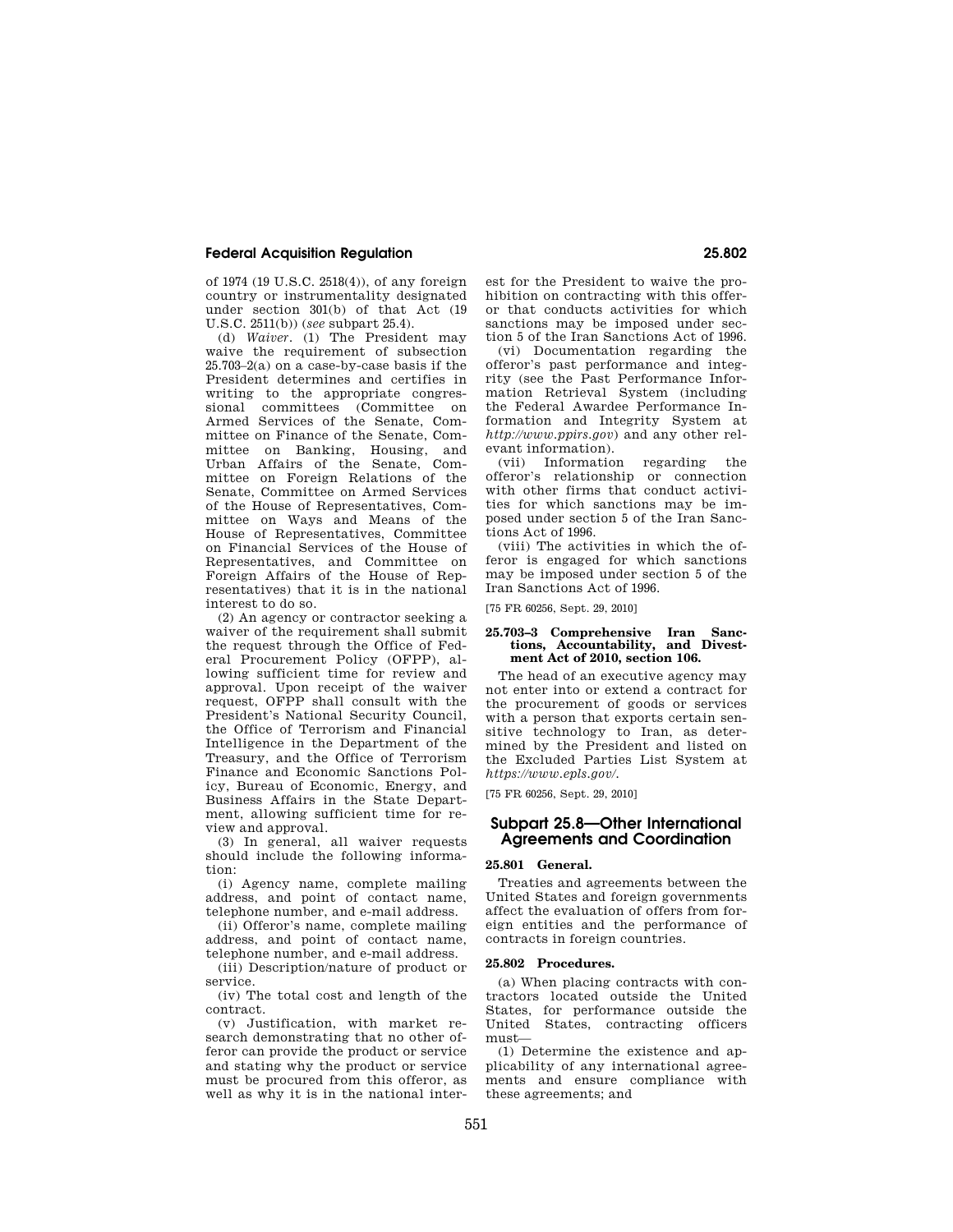of 1974 (19 U.S.C. 2518(4)), of any foreign country or instrumentality designated under section 301(b) of that Act (19 U.S.C. 2511(b)) (*see* subpart 25.4).

(d) *Waiver*. (1) The President may waive the requirement of subsection 25.703–2(a) on a case-by-case basis if the President determines and certifies in writing to the appropriate congressional committees (Committee on Armed Services of the Senate, Committee on Finance of the Senate, Committee on Banking, Housing, and Urban Affairs of the Senate, Committee on Foreign Relations of the Senate, Committee on Armed Services of the House of Representatives, Committee on Ways and Means of the House of Representatives, Committee on Financial Services of the House of Representatives, and Committee on Foreign Affairs of the House of Representatives) that it is in the national interest to do so.

(2) An agency or contractor seeking a waiver of the requirement shall submit the request through the Office of Federal Procurement Policy (OFPP), allowing sufficient time for review and approval. Upon receipt of the waiver request, OFPP shall consult with the President's National Security Council, the Office of Terrorism and Financial Intelligence in the Department of the Treasury, and the Office of Terrorism Finance and Economic Sanctions Policy, Bureau of Economic, Energy, and Business Affairs in the State Department, allowing sufficient time for review and approval.

(3) In general, all waiver requests should include the following information:

(i) Agency name, complete mailing address, and point of contact name, telephone number, and e-mail address.

(ii) Offeror's name, complete mailing address, and point of contact name, telephone number, and e-mail address.

(iii) Description/nature of product or service.

(iv) The total cost and length of the contract.

(v) Justification, with market research demonstrating that no other offeror can provide the product or service and stating why the product or service must be procured from this offeror, as well as why it is in the national interest for the President to waive the prohibition on contracting with this offeror that conducts activities for which sanctions may be imposed under section 5 of the Iran Sanctions Act of 1996.

(vi) Documentation regarding the offeror's past performance and integrity (see the Past Performance Information Retrieval System (including the Federal Awardee Performance Information and Integrity System at *http://www.ppirs.gov*) and any other relevant information).

(vii) Information regarding the offeror's relationship or connection with other firms that conduct activities for which sanctions may be imposed under section 5 of the Iran Sanctions Act of 1996.

(viii) The activities in which the offeror is engaged for which sanctions may be imposed under section 5 of the Iran Sanctions Act of 1996.

[75 FR 60256, Sept. 29, 2010]

### 25.703–3 Comprehensive Iran Sanctions, Accountability, and Divestment Act of 2010, section 106.

The head of an executive agency may not enter into or extend a contract for the procurement of goods or services with a person that exports certain sensitive technology to Iran, as determined by the President and listed on the Excluded Parties List System at *https://www.epls.gov/*.

[75 FR 60256, Sept. 29, 2010]

## Subpart 25.8—Other International Agreements and Coordination

### 25.801 General.

Treaties and agreements between the United States and foreign governments affect the evaluation of offers from foreign entities and the performance of contracts in foreign countries.

### 25.802 Procedures.

(a) When placing contracts with contractors located outside the United States, for performance outside the United States, contracting officers must—

(1) Determine the existence and applicability of any international agreements and ensure compliance with these agreements; and